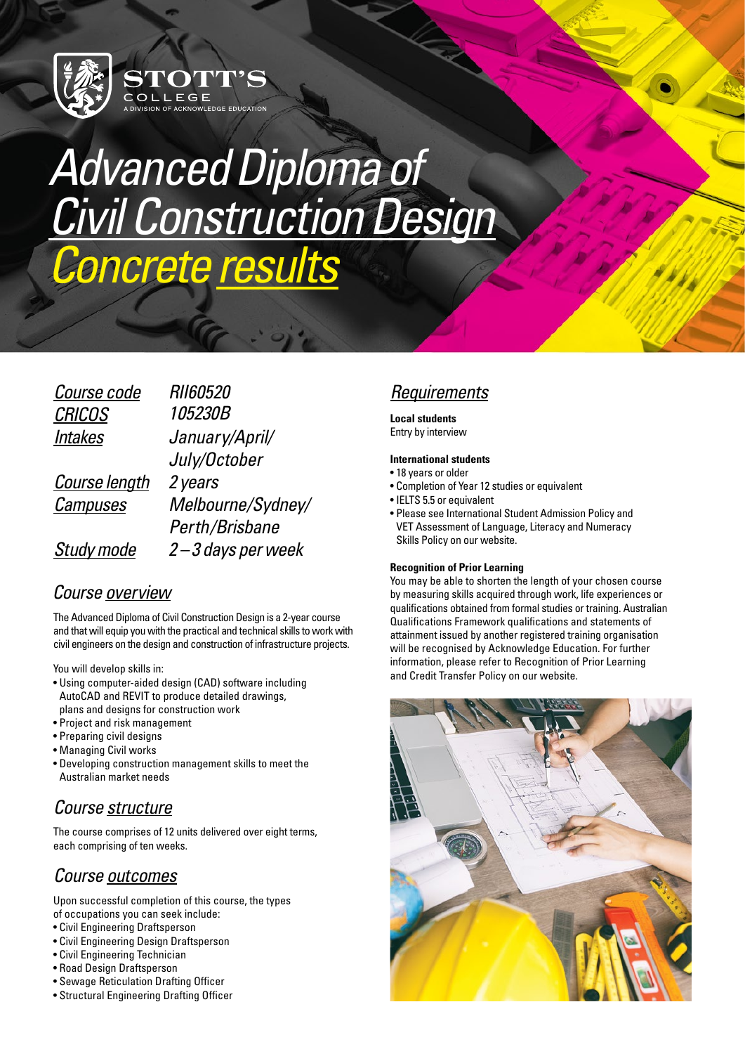STOTT'S COLLEGE
A DIVISION OF ACKNOWLEDGE EDUCATION

# Advanced Diploma of Civil Construction Design

## Concrete results

| | |
|---|---|
| Course code | RII60520 |
| CRICOS | 105230B |
| Intakes | January/April/July/October |
| Course length | 2 years |
| Campuses | Melbourne/Sydney/Perth/Brisbane |
| Study mode | 2 – 3 days per week |

## Course overview

The Advanced Diploma of Civil Construction Design is a 2-year course and that will equip you with the practical and technical skills to work with civil engineers on the design and construction of infrastructure projects.

You will develop skills in:

- Using computer-aided design (CAD) software including AutoCAD and REVIT to produce detailed drawings, plans and designs for construction work
- Project and risk management
- Preparing civil designs
- Managing Civil works
- Developing construction management skills to meet the Australian market needs

## Course structure

The course comprises of 12 units delivered over eight terms, each comprising of ten weeks.

## Course outcomes

Upon successful completion of this course, the types of occupations you can seek include:

- Civil Engineering Draftsperson
- Civil Engineering Design Draftsperson
- Civil Engineering Technician
- Road Design Draftsperson
- Sewage Reticulation Drafting Officer
- Structural Engineering Drafting Officer

## Requirements

**Local students**

Entry by interview

**International students**

- 18 years or older
- Completion of Year 12 studies or equivalent
- IELTS 5.5 or equivalent
- Please see International Student Admission Policy and VET Assessment of Language, Literacy and Numeracy Skills Policy on our website.

**Recognition of Prior Learning**

You may be able to shorten the length of your chosen course by measuring skills acquired through work, life experiences or qualifications obtained from formal studies or training. Australian Qualifications Framework qualifications and statements of attainment issued by another registered training organisation will be recognised by Acknowledge Education. For further information, please refer to Recognition of Prior Learning and Credit Transfer Policy on our website.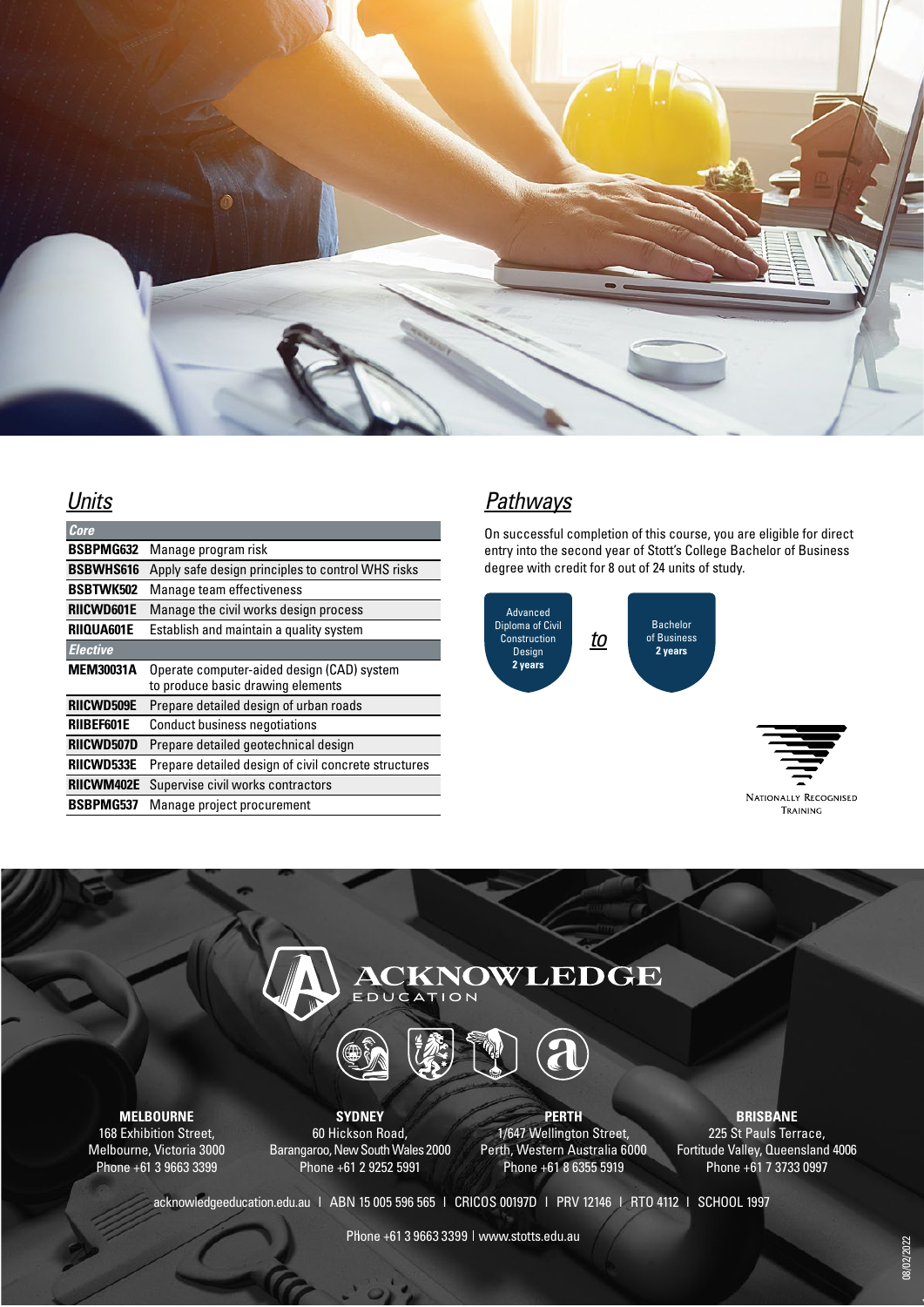## *Units*

| | |
|---|---|
| ***Core*** | |
| **BSBPMG632** | Manage program risk |
| **BSBWHS616** | Apply safe design principles to control WHS risks |
| **BSBTWK502** | Manage team effectiveness |
| **RIICWD601E** | Manage the civil works design process |
| **RIIQUA601E** | Establish and maintain a quality system |
| ***Elective*** | |
| **MEM30031A** | Operate computer-aided design (CAD) system to produce basic drawing elements |
| **RIICWD509E** | Prepare detailed design of urban roads |
| **RIIBEF601E** | Conduct business negotiations |
| **RIICWD507D** | Prepare detailed geotechnical design |
| **RIICWD533E** | Prepare detailed design of civil concrete structures |
| **RIICWM402E** | Supervise civil works contractors |
| **BSBPMG537** | Manage project procurement |

## *Pathways*

On successful completion of this course, you are eligible for direct entry into the second year of Stott's College Bachelor of Business degree with credit for 8 out of 24 units of study.

Advanced Diploma of Civil Construction Design **2 years** *to* Bachelor of Business **2 years**

NATIONALLY RECOGNISED TRAINING

ACKNOWLEDGE EDUCATION

**MELBOURNE**
168 Exhibition Street,
Melbourne, Victoria 3000
Phone +61 3 9663 3399

**SYDNEY**
60 Hickson Road,
Barangaroo, New South Wales 2000
Phone +61 2 9252 5991

**PERTH**
1/647 Wellington Street,
Perth, Western Australia 6000
Phone +61 8 6355 5919

**BRISBANE**
225 St Pauls Terrace,
Fortitude Valley, Queensland 4006
Phone +61 7 3733 0997

acknowledgeeducation.edu.au | ABN 15 005 596 565 | CRICOS 00197D | PRV 12146 | RTO 4112 | SCHOOL 1997

PHone +61 3 9663 3399 | www.stotts.edu.au

08/02/2022